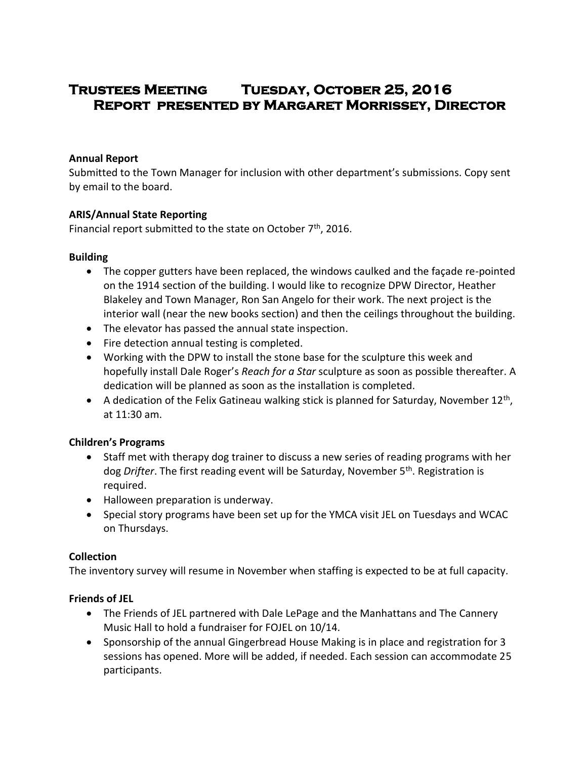# Trustees Meeting Tuesday, October 25, 2016
## Report presented by Margaret Morrissey, Director

**Annual Report**

Submitted to the Town Manager for inclusion with other department's submissions. Copy sent by email to the board.

**ARIS/Annual State Reporting**

Financial report submitted to the state on October 7th, 2016.

**Building**

- The copper gutters have been replaced, the windows caulked and the façade re-pointed on the 1914 section of the building. I would like to recognize DPW Director, Heather Blakeley and Town Manager, Ron San Angelo for their work. The next project is the interior wall (near the new books section) and then the ceilings throughout the building.
- The elevator has passed the annual state inspection.
- Fire detection annual testing is completed.
- Working with the DPW to install the stone base for the sculpture this week and hopefully install Dale Roger's *Reach for a Star* sculpture as soon as possible thereafter. A dedication will be planned as soon as the installation is completed.
- A dedication of the Felix Gatineau walking stick is planned for Saturday, November 12th, at 11:30 am.

**Children's Programs**

- Staff met with therapy dog trainer to discuss a new series of reading programs with her dog *Drifter*. The first reading event will be Saturday, November 5th. Registration is required.
- Halloween preparation is underway.
- Special story programs have been set up for the YMCA visit JEL on Tuesdays and WCAC on Thursdays.

**Collection**

The inventory survey will resume in November when staffing is expected to be at full capacity.

**Friends of JEL**

- The Friends of JEL partnered with Dale LePage and the Manhattans and The Cannery Music Hall to hold a fundraiser for FOJEL on 10/14.
- Sponsorship of the annual Gingerbread House Making is in place and registration for 3 sessions has opened. More will be added, if needed. Each session can accommodate 25 participants.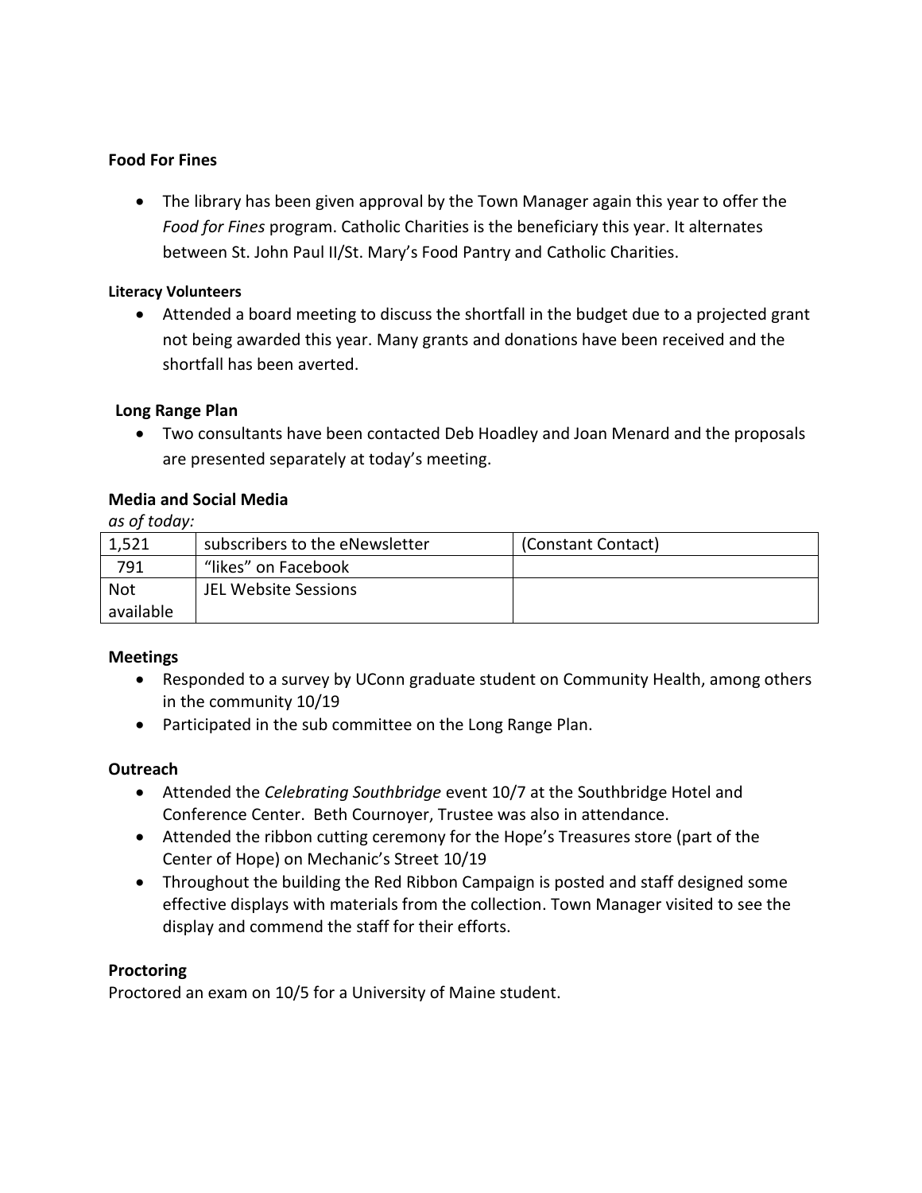**Food For Fines**

- The library has been given approval by the Town Manager again this year to offer the *Food for Fines* program. Catholic Charities is the beneficiary this year. It alternates between St. John Paul II/St. Mary's Food Pantry and Catholic Charities.

**Literacy Volunteers**

- Attended a board meeting to discuss the shortfall in the budget due to a projected grant not being awarded this year. Many grants and donations have been received and the shortfall has been averted.

**Long Range Plan**

- Two consultants have been contacted Deb Hoadley and Joan Menard and the proposals are presented separately at today's meeting.

**Media and Social Media**

*as of today:*

| | | |
|---|---|---|
| 1,521 | subscribers to the eNewsletter | (Constant Contact) |
| 791 | "likes" on Facebook | |
| Not available | JEL Website Sessions | |

**Meetings**

- Responded to a survey by UConn graduate student on Community Health, among others in the community 10/19
- Participated in the sub committee on the Long Range Plan.

**Outreach**

- Attended the *Celebrating Southbridge* event 10/7 at the Southbridge Hotel and Conference Center. Beth Cournoyer, Trustee was also in attendance.
- Attended the ribbon cutting ceremony for the Hope's Treasures store (part of the Center of Hope) on Mechanic's Street 10/19
- Throughout the building the Red Ribbon Campaign is posted and staff designed some effective displays with materials from the collection. Town Manager visited to see the display and commend the staff for their efforts.

**Proctoring**

Proctored an exam on 10/5 for a University of Maine student.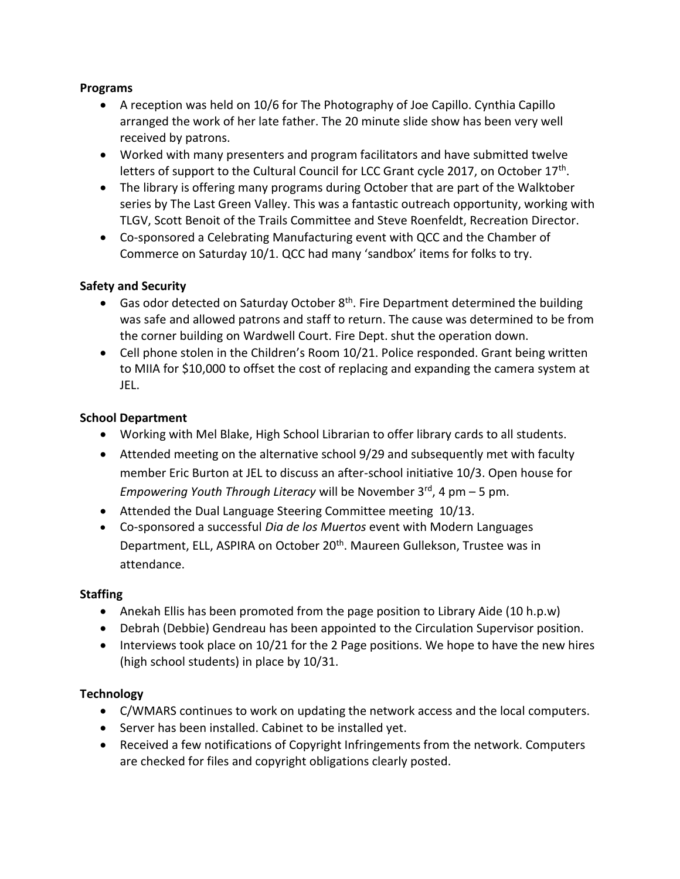**Programs**

- A reception was held on 10/6 for The Photography of Joe Capillo. Cynthia Capillo arranged the work of her late father. The 20 minute slide show has been very well received by patrons.
- Worked with many presenters and program facilitators and have submitted twelve letters of support to the Cultural Council for LCC Grant cycle 2017, on October 17th.
- The library is offering many programs during October that are part of the Walktober series by The Last Green Valley. This was a fantastic outreach opportunity, working with TLGV, Scott Benoit of the Trails Committee and Steve Roenfeldt, Recreation Director.
- Co-sponsored a Celebrating Manufacturing event with QCC and the Chamber of Commerce on Saturday 10/1. QCC had many 'sandbox' items for folks to try.

**Safety and Security**

- Gas odor detected on Saturday October 8th. Fire Department determined the building was safe and allowed patrons and staff to return. The cause was determined to be from the corner building on Wardwell Court. Fire Dept. shut the operation down.
- Cell phone stolen in the Children's Room 10/21. Police responded. Grant being written to MIIA for $10,000 to offset the cost of replacing and expanding the camera system at JEL.

**School Department**

- Working with Mel Blake, High School Librarian to offer library cards to all students.
- Attended meeting on the alternative school 9/29 and subsequently met with faculty member Eric Burton at JEL to discuss an after-school initiative 10/3. Open house for *Empowering Youth Through Literacy* will be November 3rd, 4 pm – 5 pm.
- Attended the Dual Language Steering Committee meeting 10/13.
- Co-sponsored a successful *Dia de los Muertos* event with Modern Languages Department, ELL, ASPIRA on October 20th. Maureen Gullekson, Trustee was in attendance.

**Staffing**

- Anekah Ellis has been promoted from the page position to Library Aide (10 h.p.w)
- Debrah (Debbie) Gendreau has been appointed to the Circulation Supervisor position.
- Interviews took place on 10/21 for the 2 Page positions. We hope to have the new hires (high school students) in place by 10/31.

**Technology**

- C/WMARS continues to work on updating the network access and the local computers.
- Server has been installed. Cabinet to be installed yet.
- Received a few notifications of Copyright Infringements from the network. Computers are checked for files and copyright obligations clearly posted.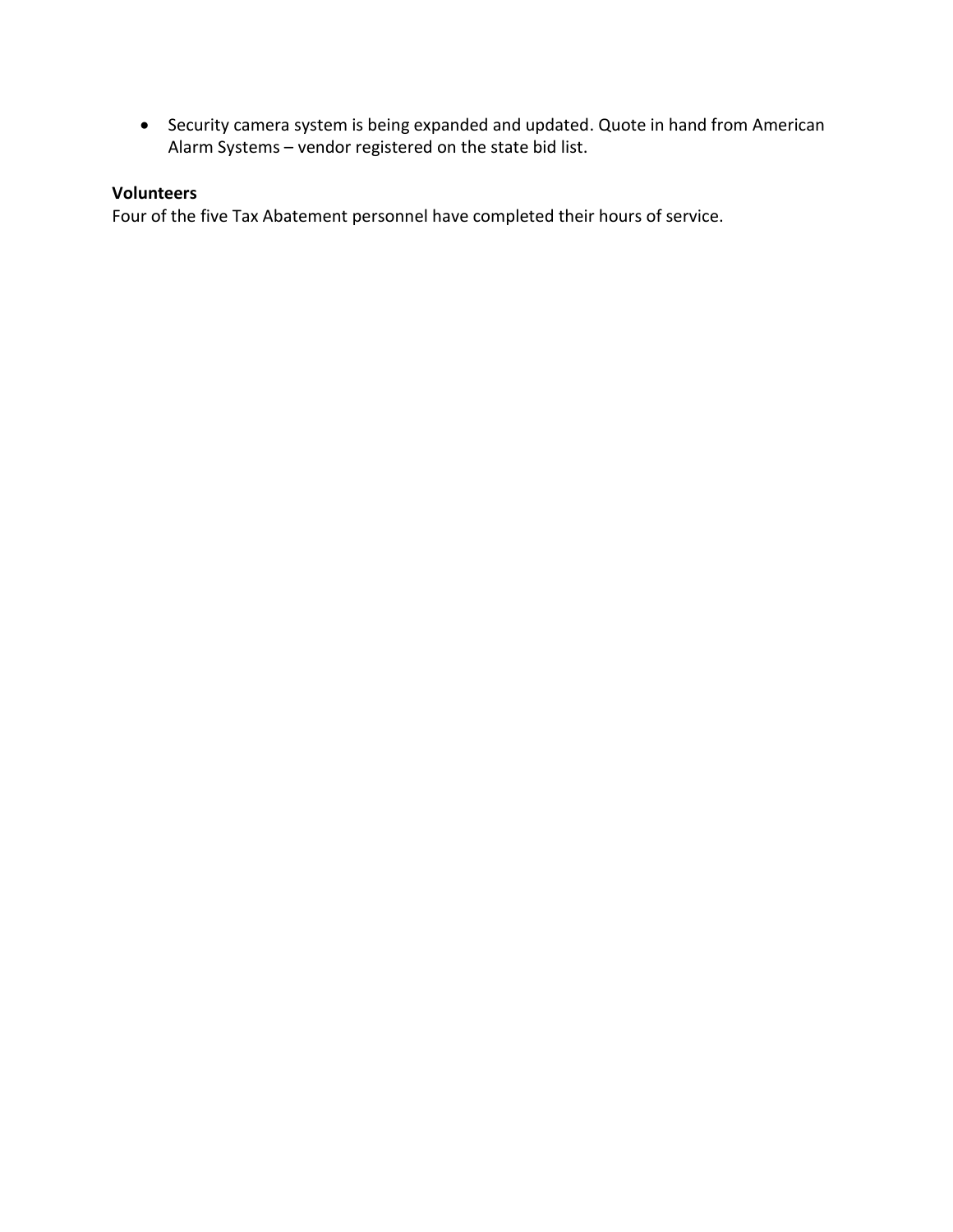- Security camera system is being expanded and updated. Quote in hand from American Alarm Systems – vendor registered on the state bid list.

**Volunteers**

Four of the five Tax Abatement personnel have completed their hours of service.